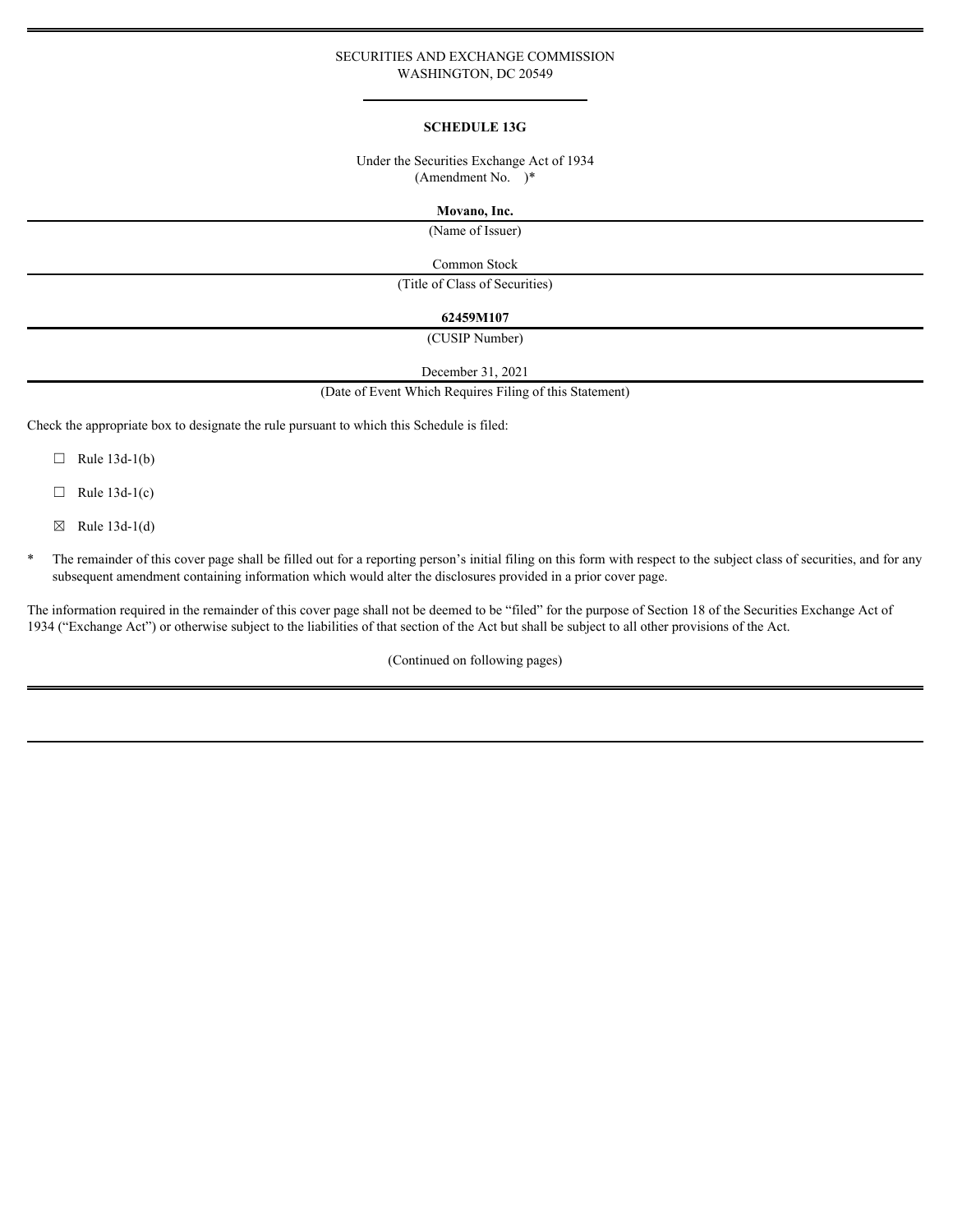SECURITIES AND EXCHANGE COMMISSION
WASHINGTON, DC 20549

**SCHEDULE 13G**

Under the Securities Exchange Act of 1934
(Amendment No. )*

**Movano, Inc.**

(Name of Issuer)

Common Stock

(Title of Class of Securities)

**62459M107**

(CUSIP Number)

December 31, 2021

(Date of Event Which Requires Filing of this Statement)

Check the appropriate box to designate the rule pursuant to which this Schedule is filed:

☐ Rule 13d-1(b)

☐ Rule 13d-1(c)

☒ Rule 13d-1(d)

\* The remainder of this cover page shall be filled out for a reporting person's initial filing on this form with respect to the subject class of securities, and for any subsequent amendment containing information which would alter the disclosures provided in a prior cover page.

The information required in the remainder of this cover page shall not be deemed to be "filed" for the purpose of Section 18 of the Securities Exchange Act of 1934 ("Exchange Act") or otherwise subject to the liabilities of that section of the Act but shall be subject to all other provisions of the Act.

(Continued on following pages)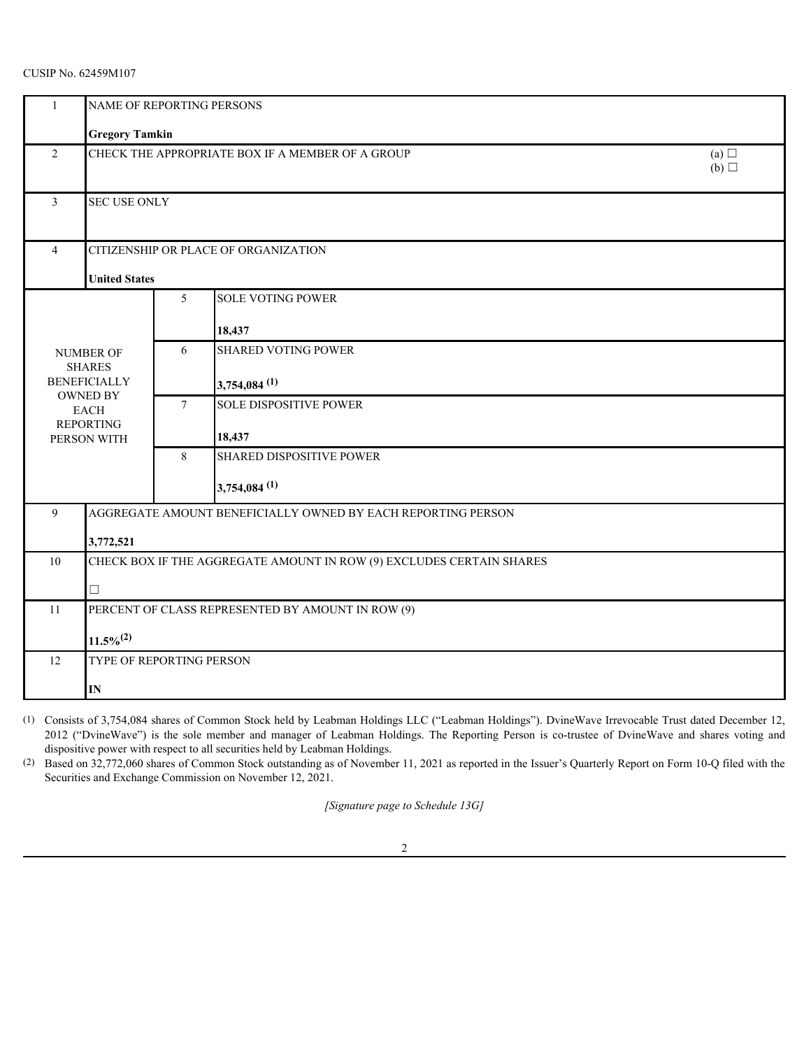CUSIP No. 62459M107

| 1 | NAME OF REPORTING PERSONS<br><br>**Gregory Tamkin** | | |
|---|---|---|---|
| 2 | CHECK THE APPROPRIATE BOX IF A MEMBER OF A GROUP | | (a) ☐<br>(b) ☐ |
| 3 | SEC USE ONLY | | |
| 4 | CITIZENSHIP OR PLACE OF ORGANIZATION<br><br>**United States** | | |
| NUMBER OF SHARES BENEFICIALLY OWNED BY EACH REPORTING PERSON WITH | 5 | SOLE VOTING POWER<br><br>**18,437** | |
| | 6 | SHARED VOTING POWER<br><br>**3,754,084 (1)** | |
| | 7 | SOLE DISPOSITIVE POWER<br><br>**18,437** | |
| | 8 | SHARED DISPOSITIVE POWER<br><br>**3,754,084 (1)** | |
| 9 | AGGREGATE AMOUNT BENEFICIALLY OWNED BY EACH REPORTING PERSON<br><br>**3,772,521** | | |
| 10 | CHECK BOX IF THE AGGREGATE AMOUNT IN ROW (9) EXCLUDES CERTAIN SHARES<br><br>☐ | | |
| 11 | PERCENT OF CLASS REPRESENTED BY AMOUNT IN ROW (9)<br><br>**11.5%(2)** | | |
| 12 | TYPE OF REPORTING PERSON<br><br>**IN** | | |

(1) Consists of 3,754,084 shares of Common Stock held by Leabman Holdings LLC ("Leabman Holdings"). DvineWave Irrevocable Trust dated December 12, 2012 ("DvineWave") is the sole member and manager of Leabman Holdings. The Reporting Person is co-trustee of DvineWave and shares voting and dispositive power with respect to all securities held by Leabman Holdings.

(2) Based on 32,772,060 shares of Common Stock outstanding as of November 11, 2021 as reported in the Issuer's Quarterly Report on Form 10-Q filed with the Securities and Exchange Commission on November 12, 2021.

*[Signature page to Schedule 13G]*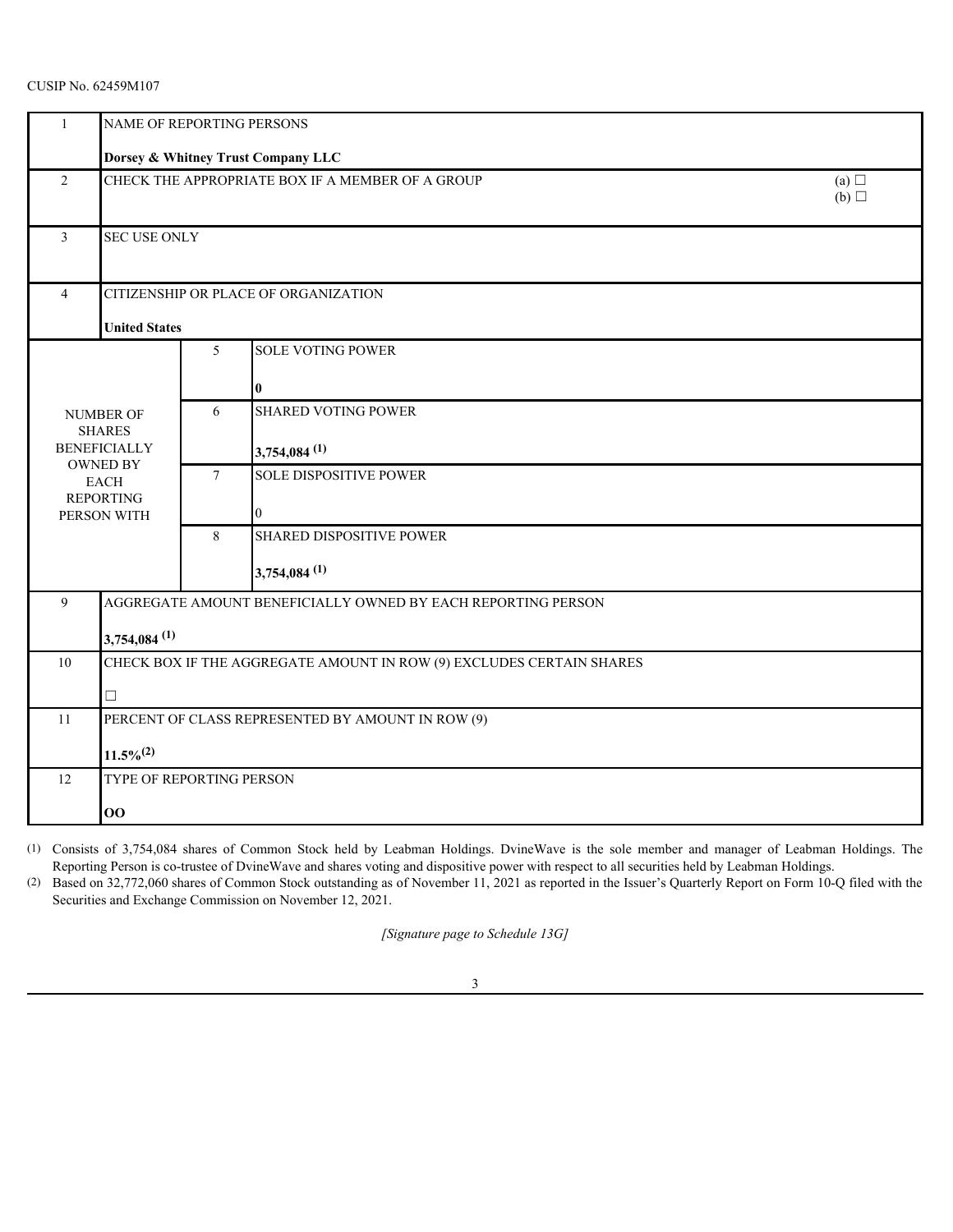CUSIP No. 62459M107

| | | | |
|---|---|---|---|
| 1 | NAME OF REPORTING PERSONS<br><br>**Dorsey & Whitney Trust Company LLC** | | |
| 2 | CHECK THE APPROPRIATE BOX IF A MEMBER OF A GROUP | | (a) ☐<br>(b) ☐ |
| 3 | SEC USE ONLY | | |
| 4 | CITIZENSHIP OR PLACE OF ORGANIZATION<br><br>**United States** | | |
| NUMBER OF SHARES BENEFICIALLY OWNED BY EACH REPORTING PERSON WITH | 5 | SOLE VOTING POWER<br><br>**0** | |
| | 6 | SHARED VOTING POWER<br><br>**3,754,084 (1)** | |
| | 7 | SOLE DISPOSITIVE POWER<br><br>0 | |
| | 8 | SHARED DISPOSITIVE POWER<br><br>**3,754,084 (1)** | |
| 9 | AGGREGATE AMOUNT BENEFICIALLY OWNED BY EACH REPORTING PERSON<br><br>**3,754,084 (1)** | | |
| 10 | CHECK BOX IF THE AGGREGATE AMOUNT IN ROW (9) EXCLUDES CERTAIN SHARES<br><br>☐ | | |
| 11 | PERCENT OF CLASS REPRESENTED BY AMOUNT IN ROW (9)<br><br>**11.5%(2)** | | |
| 12 | TYPE OF REPORTING PERSON<br><br>**OO** | | |

(1) Consists of 3,754,084 shares of Common Stock held by Leabman Holdings. DvineWave is the sole member and manager of Leabman Holdings. The Reporting Person is co-trustee of DvineWave and shares voting and dispositive power with respect to all securities held by Leabman Holdings.

(2) Based on 32,772,060 shares of Common Stock outstanding as of November 11, 2021 as reported in the Issuer's Quarterly Report on Form 10-Q filed with the Securities and Exchange Commission on November 12, 2021.

*[Signature page to Schedule 13G]*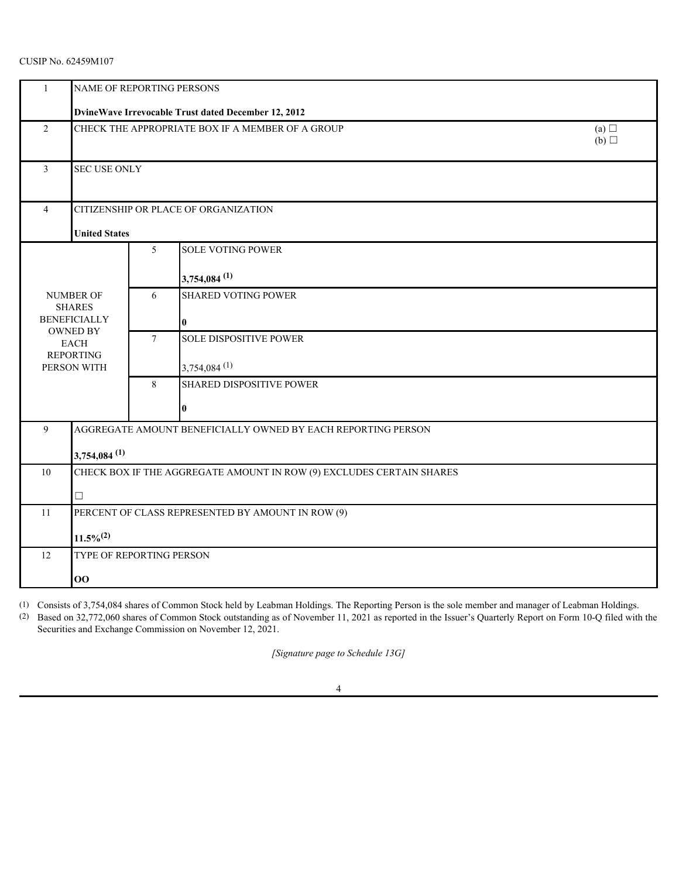CUSIP No. 62459M107

| | | | |
|---|---|---|---|
| 1 | NAME OF REPORTING PERSONS<br><br>**DvineWave Irrevocable Trust dated December 12, 2012** | | |
| 2 | CHECK THE APPROPRIATE BOX IF A MEMBER OF A GROUP | | (a) ☐<br>(b) ☐ |
| 3 | SEC USE ONLY | | |
| 4 | CITIZENSHIP OR PLACE OF ORGANIZATION<br><br>**United States** | | |
| NUMBER OF SHARES BENEFICIALLY OWNED BY EACH REPORTING PERSON WITH | 5 | SOLE VOTING POWER<br><br>**3,754,084 [(1)]** | |
| | 6 | SHARED VOTING POWER<br><br>**0** | |
| | 7 | SOLE DISPOSITIVE POWER<br><br>3,754,084 [(1)] | |
| | 8 | SHARED DISPOSITIVE POWER<br><br>**0** | |
| 9 | AGGREGATE AMOUNT BENEFICIALLY OWNED BY EACH REPORTING PERSON<br><br>**3,754,084 [(1)]** | | |
| 10 | CHECK BOX IF THE AGGREGATE AMOUNT IN ROW (9) EXCLUDES CERTAIN SHARES<br><br>☐ | | |
| 11 | PERCENT OF CLASS REPRESENTED BY AMOUNT IN ROW (9)<br><br>**11.5%[(2)]** | | |
| 12 | TYPE OF REPORTING PERSON<br><br>**OO** | | |

(1) Consists of 3,754,084 shares of Common Stock held by Leabman Holdings. The Reporting Person is the sole member and manager of Leabman Holdings.

(2) Based on 32,772,060 shares of Common Stock outstanding as of November 11, 2021 as reported in the Issuer's Quarterly Report on Form 10-Q filed with the Securities and Exchange Commission on November 12, 2021.

*[Signature page to Schedule 13G]*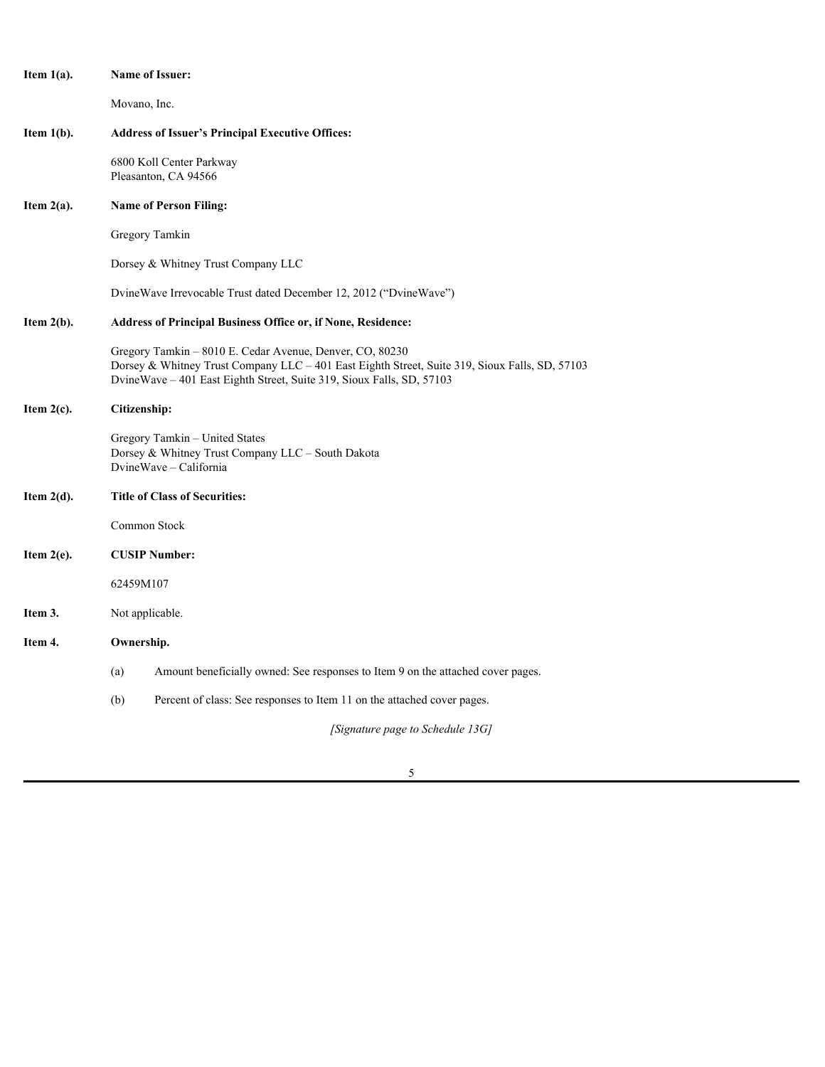**Item 1(a).** **Name of Issuer:**

Movano, Inc.

**Item 1(b).** **Address of Issuer's Principal Executive Offices:**

6800 Koll Center Parkway
Pleasanton, CA 94566

**Item 2(a).** **Name of Person Filing:**

Gregory Tamkin

Dorsey & Whitney Trust Company LLC

DvineWave Irrevocable Trust dated December 12, 2012 ("DvineWave")

**Item 2(b).** **Address of Principal Business Office or, if None, Residence:**

Gregory Tamkin – 8010 E. Cedar Avenue, Denver, CO, 80230
Dorsey & Whitney Trust Company LLC – 401 East Eighth Street, Suite 319, Sioux Falls, SD, 57103
DvineWave – 401 East Eighth Street, Suite 319, Sioux Falls, SD, 57103

**Item 2(c).** **Citizenship:**

Gregory Tamkin – United States
Dorsey & Whitney Trust Company LLC – South Dakota
DvineWave – California

**Item 2(d).** **Title of Class of Securities:**

Common Stock

**Item 2(e).** **CUSIP Number:**

62459M107

**Item 3.** Not applicable.

**Item 4.** **Ownership.**

(a) Amount beneficially owned: See responses to Item 9 on the attached cover pages.

(b) Percent of class: See responses to Item 11 on the attached cover pages.

*[Signature page to Schedule 13G]*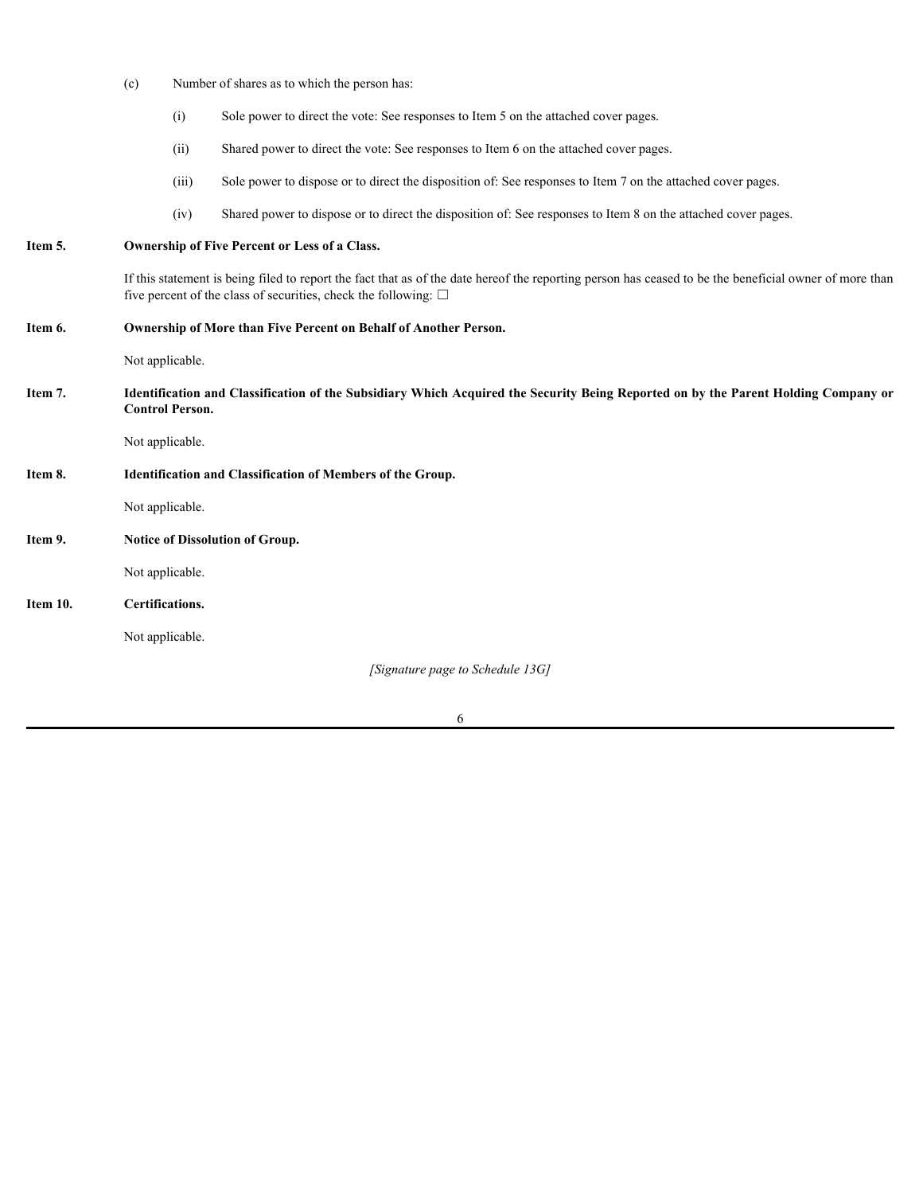(c) Number of shares as to which the person has:

(i) Sole power to direct the vote: See responses to Item 5 on the attached cover pages.

(ii) Shared power to direct the vote: See responses to Item 6 on the attached cover pages.

(iii) Sole power to dispose or to direct the disposition of: See responses to Item 7 on the attached cover pages.

(iv) Shared power to dispose or to direct the disposition of: See responses to Item 8 on the attached cover pages.

**Item 5. Ownership of Five Percent or Less of a Class.**

If this statement is being filed to report the fact that as of the date hereof the reporting person has ceased to be the beneficial owner of more than five percent of the class of securities, check the following: ☐

**Item 6. Ownership of More than Five Percent on Behalf of Another Person.**

Not applicable.

**Item 7. Identification and Classification of the Subsidiary Which Acquired the Security Being Reported on by the Parent Holding Company or Control Person.**

Not applicable.

**Item 8. Identification and Classification of Members of the Group.**

Not applicable.

**Item 9. Notice of Dissolution of Group.**

Not applicable.

**Item 10. Certifications.**

Not applicable.

*[Signature page to Schedule 13G]*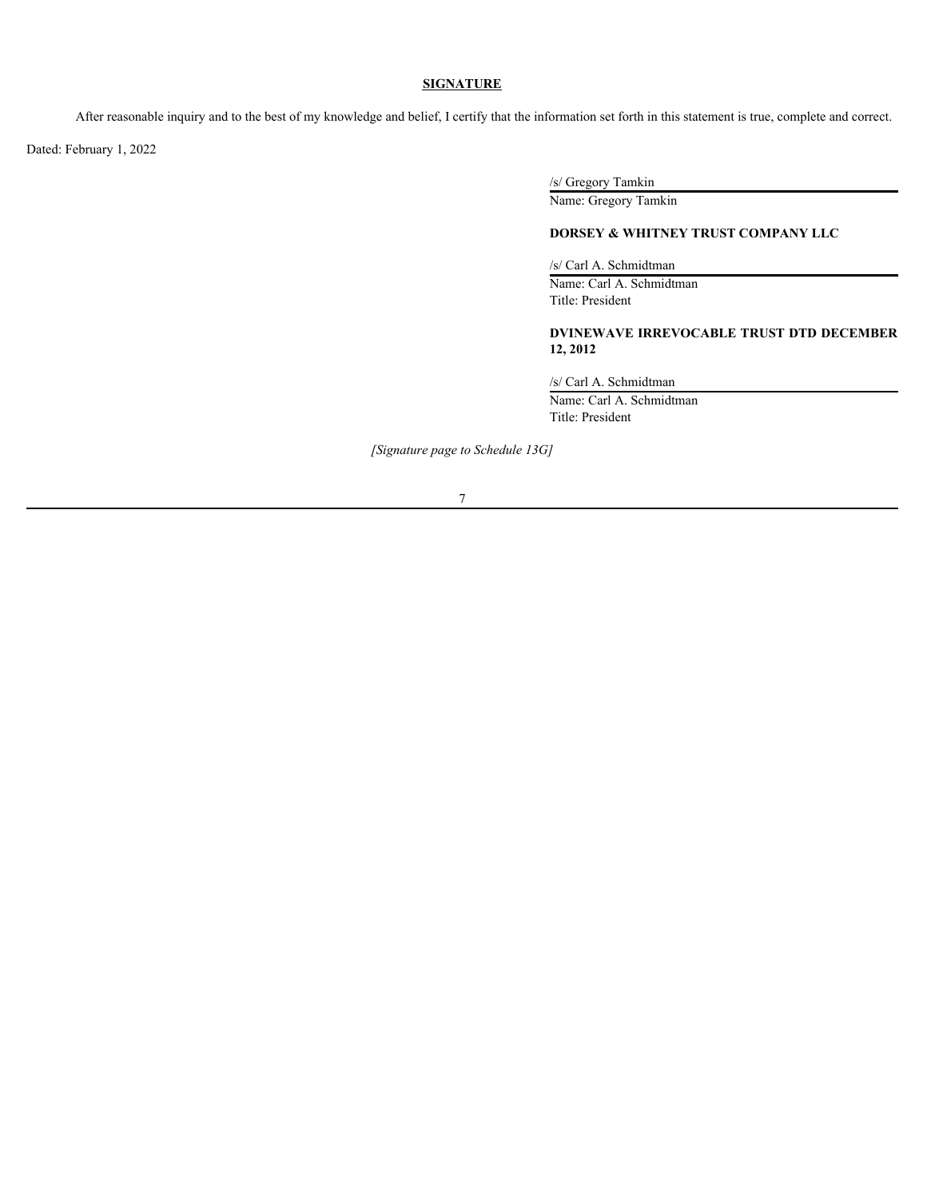## SIGNATURE

After reasonable inquiry and to the best of my knowledge and belief, I certify that the information set forth in this statement is true, complete and correct.

Dated: February 1, 2022

/s/ Gregory Tamkin
Name: Gregory Tamkin

**DORSEY & WHITNEY TRUST COMPANY LLC**

/s/ Carl A. Schmidtman
Name: Carl A. Schmidtman
Title: President

**DVINEWAVE IRREVOCABLE TRUST DTD DECEMBER 12, 2012**

/s/ Carl A. Schmidtman
Name: Carl A. Schmidtman
Title: President

*[Signature page to Schedule 13G]*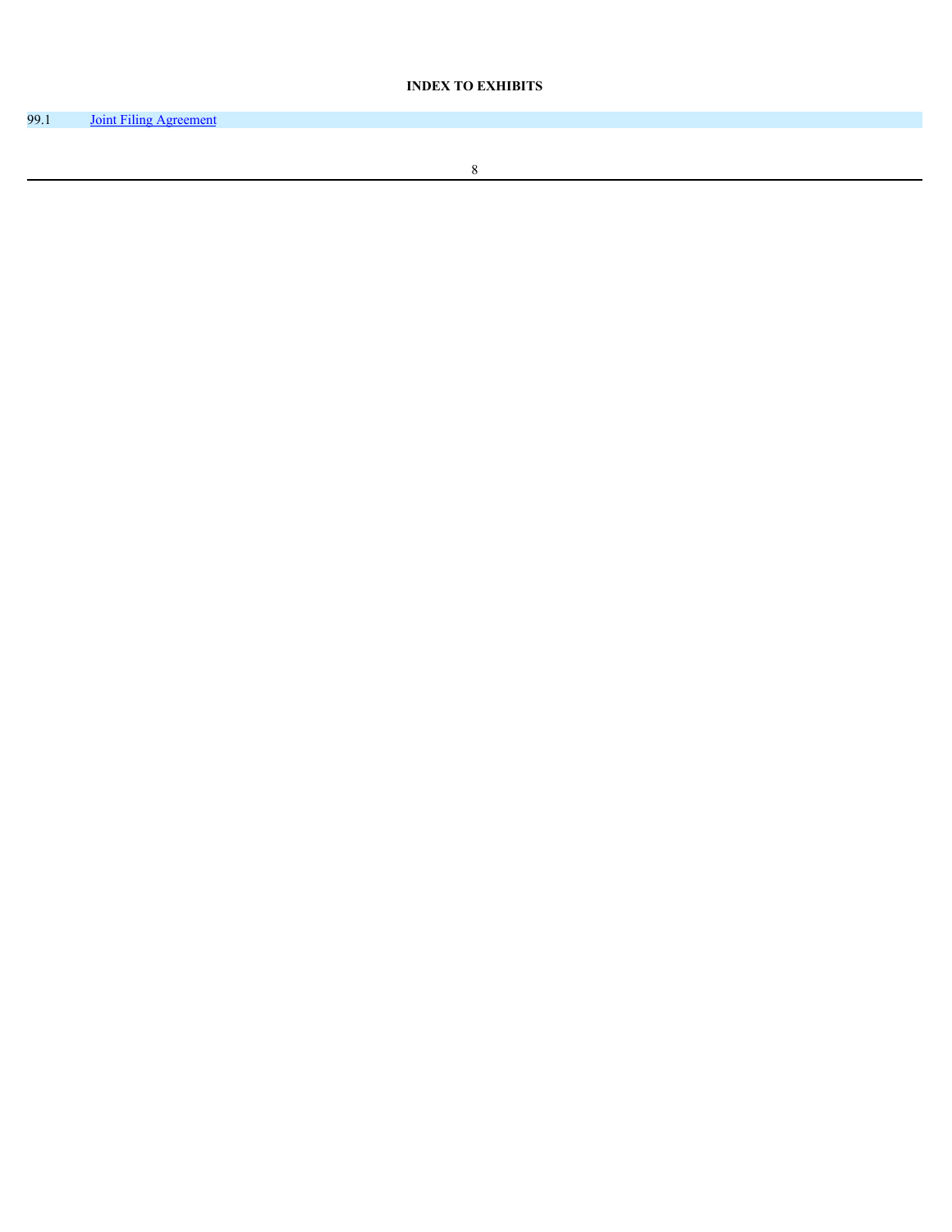**INDEX TO EXHIBITS**

| | |
|---|---|
| 99.1 | Joint Filing Agreement |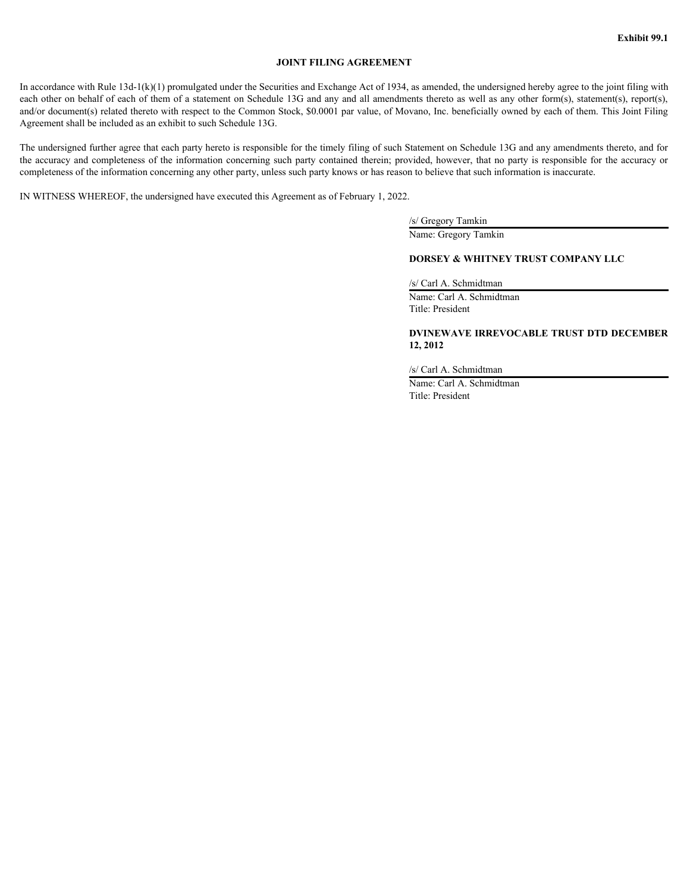**Exhibit 99.1**

**JOINT FILING AGREEMENT**

In accordance with Rule 13d-1(k)(1) promulgated under the Securities and Exchange Act of 1934, as amended, the undersigned hereby agree to the joint filing with each other on behalf of each of them of a statement on Schedule 13G and any and all amendments thereto as well as any other form(s), statement(s), report(s), and/or document(s) related thereto with respect to the Common Stock, $0.0001 par value, of Movano, Inc. beneficially owned by each of them. This Joint Filing Agreement shall be included as an exhibit to such Schedule 13G.

The undersigned further agree that each party hereto is responsible for the timely filing of such Statement on Schedule 13G and any amendments thereto, and for the accuracy and completeness of the information concerning such party contained therein; provided, however, that no party is responsible for the accuracy or completeness of the information concerning any other party, unless such party knows or has reason to believe that such information is inaccurate.

IN WITNESS WHEREOF, the undersigned have executed this Agreement as of February 1, 2022.

/s/ Gregory Tamkin
Name: Gregory Tamkin

**DORSEY & WHITNEY TRUST COMPANY LLC**

/s/ Carl A. Schmidtman
Name: Carl A. Schmidtman
Title: President

**DVINEWAVE IRREVOCABLE TRUST DTD DECEMBER 12, 2012**

/s/ Carl A. Schmidtman
Name: Carl A. Schmidtman
Title: President